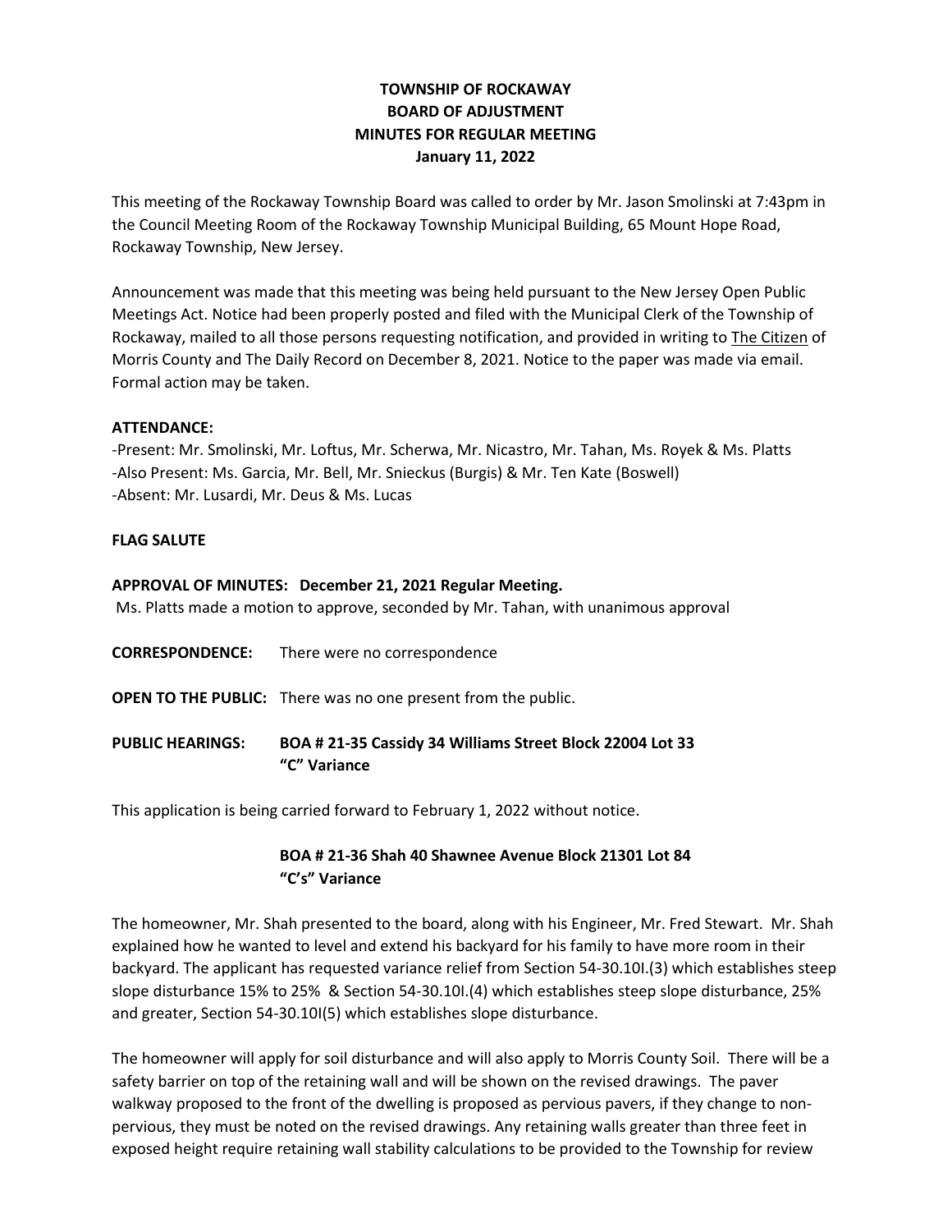# TOWNSHIP OF ROCKAWAY
## BOARD OF ADJUSTMENT
## MINUTES FOR REGULAR MEETING
## January 11, 2022

This meeting of the Rockaway Township Board was called to order by Mr. Jason Smolinski at 7:43pm in the Council Meeting Room of the Rockaway Township Municipal Building, 65 Mount Hope Road, Rockaway Township, New Jersey.

Announcement was made that this meeting was being held pursuant to the New Jersey Open Public Meetings Act. Notice had been properly posted and filed with the Municipal Clerk of the Township of Rockaway, mailed to all those persons requesting notification, and provided in writing to The Citizen of Morris County and The Daily Record on December 8, 2021. Notice to the paper was made via email. Formal action may be taken.

**ATTENDANCE:**

-Present: Mr. Smolinski, Mr. Loftus, Mr. Scherwa, Mr. Nicastro, Mr. Tahan, Ms. Royek & Ms. Platts
-Also Present: Ms. Garcia, Mr. Bell, Mr. Snieckus (Burgis) & Mr. Ten Kate (Boswell)
-Absent: Mr. Lusardi, Mr. Deus & Ms. Lucas

**FLAG SALUTE**

**APPROVAL OF MINUTES: December 21, 2021 Regular Meeting.**
Ms. Platts made a motion to approve, seconded by Mr. Tahan, with unanimous approval

**CORRESPONDENCE:** There were no correspondence

**OPEN TO THE PUBLIC:** There was no one present from the public.

**PUBLIC HEARINGS: BOA # 21-35 Cassidy 34 Williams Street Block 22004 Lot 33 "C" Variance**

This application is being carried forward to February 1, 2022 without notice.

**BOA # 21-36 Shah 40 Shawnee Avenue Block 21301 Lot 84 "C's" Variance**

The homeowner, Mr. Shah presented to the board, along with his Engineer, Mr. Fred Stewart. Mr. Shah explained how he wanted to level and extend his backyard for his family to have more room in their backyard. The applicant has requested variance relief from Section 54-30.10I.(3) which establishes steep slope disturbance 15% to 25% & Section 54-30.10I.(4) which establishes steep slope disturbance, 25% and greater, Section 54-30.10I(5) which establishes slope disturbance.

The homeowner will apply for soil disturbance and will also apply to Morris County Soil. There will be a safety barrier on top of the retaining wall and will be shown on the revised drawings. The paver walkway proposed to the front of the dwelling is proposed as pervious pavers, if they change to non-pervious, they must be noted on the revised drawings. Any retaining walls greater than three feet in exposed height require retaining wall stability calculations to be provided to the Township for review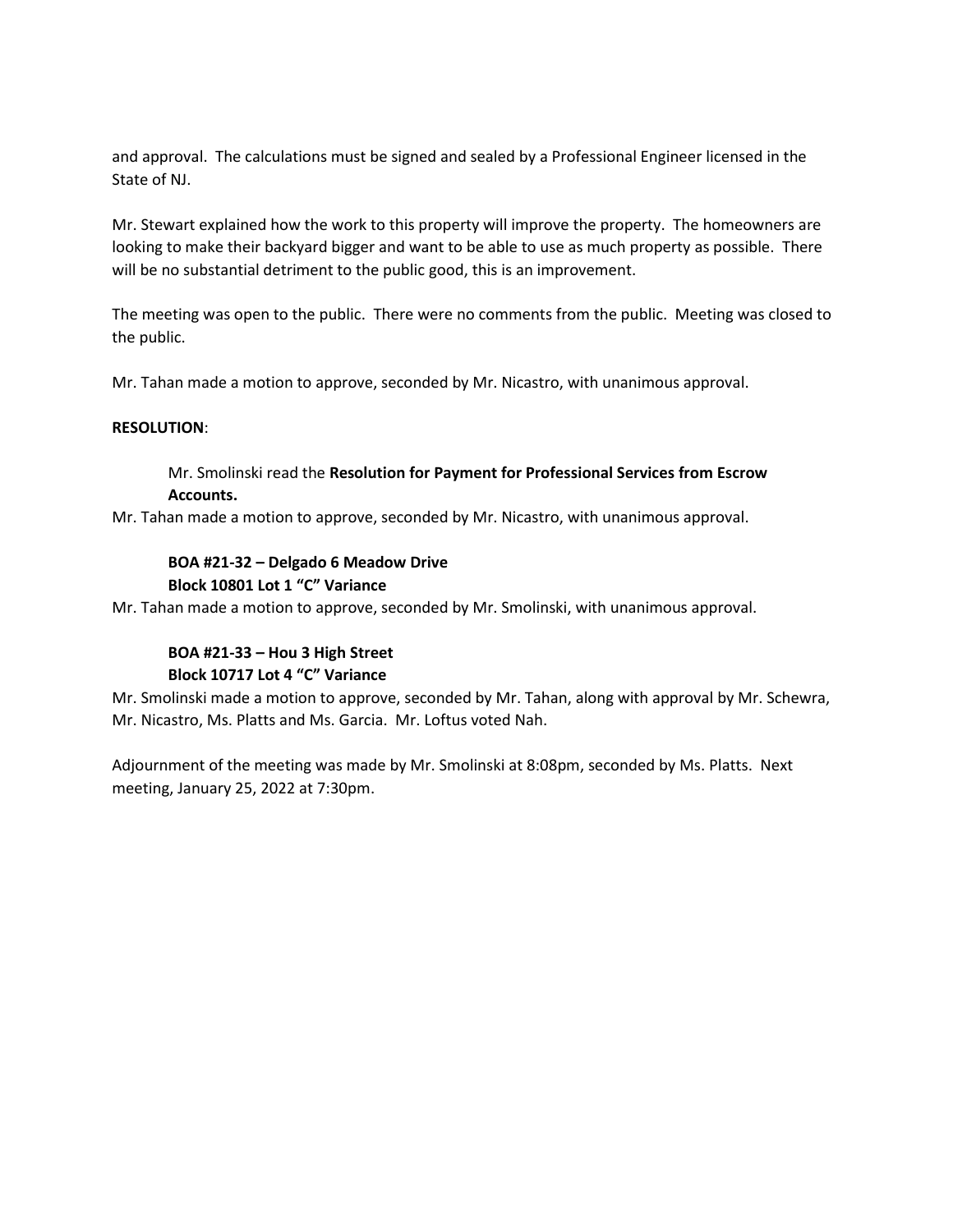and approval. The calculations must be signed and sealed by a Professional Engineer licensed in the State of NJ.

Mr. Stewart explained how the work to this property will improve the property. The homeowners are looking to make their backyard bigger and want to be able to use as much property as possible. There will be no substantial detriment to the public good, this is an improvement.

The meeting was open to the public. There were no comments from the public. Meeting was closed to the public.

Mr. Tahan made a motion to approve, seconded by Mr. Nicastro, with unanimous approval.

**RESOLUTION**:

Mr. Smolinski read the **Resolution for Payment for Professional Services from Escrow Accounts.**

Mr. Tahan made a motion to approve, seconded by Mr. Nicastro, with unanimous approval.

**BOA #21-32 – Delgado 6 Meadow Drive**
**Block 10801 Lot 1 "C" Variance**

Mr. Tahan made a motion to approve, seconded by Mr. Smolinski, with unanimous approval.

**BOA #21-33 – Hou 3 High Street**
**Block 10717 Lot 4 "C" Variance**

Mr. Smolinski made a motion to approve, seconded by Mr. Tahan, along with approval by Mr. Schewra, Mr. Nicastro, Ms. Platts and Ms. Garcia. Mr. Loftus voted Nah.

Adjournment of the meeting was made by Mr. Smolinski at 8:08pm, seconded by Ms. Platts. Next meeting, January 25, 2022 at 7:30pm.